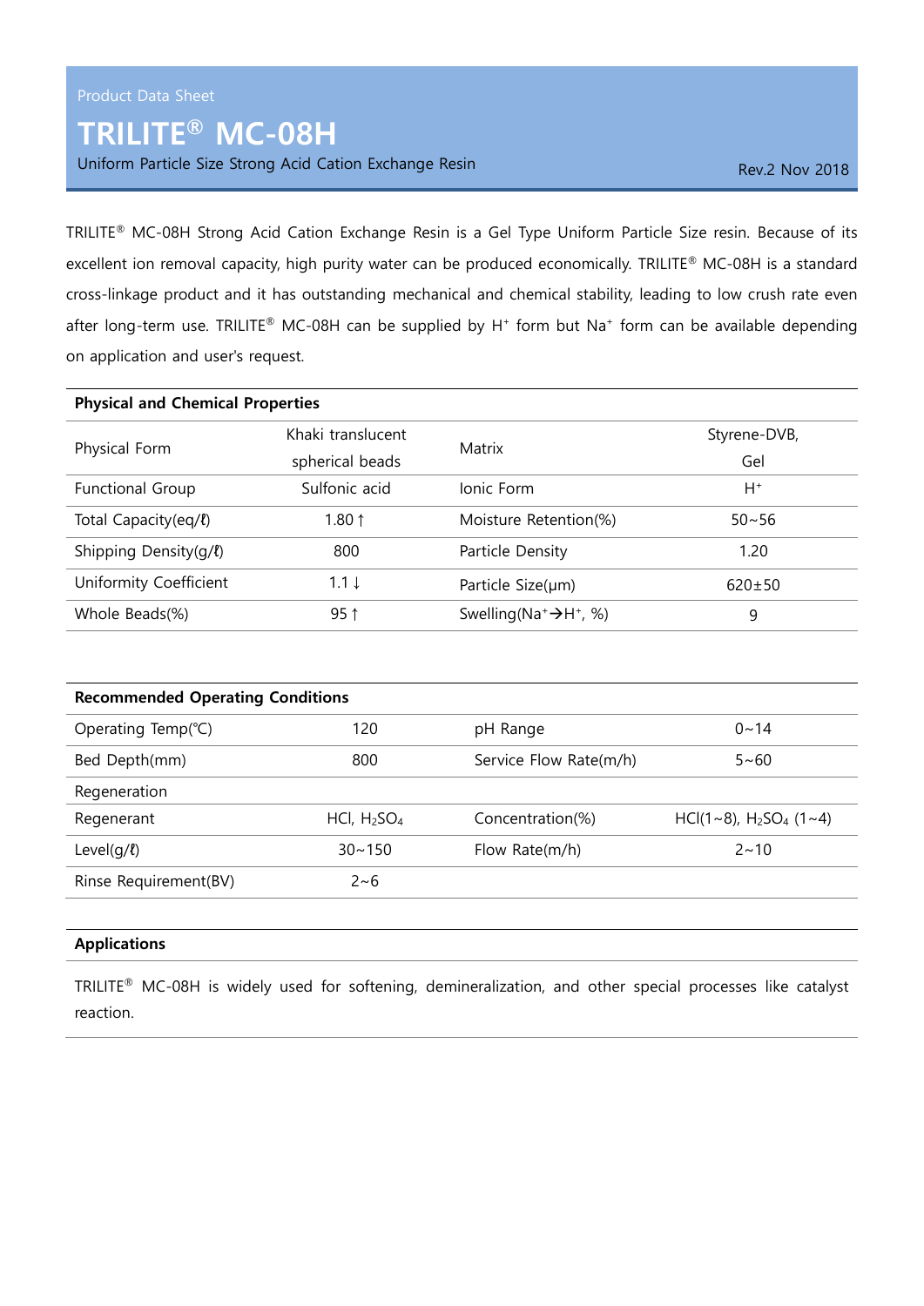Product Data Sheet

# TRILITE® MC-08H

Uniform Particle Size Strong Acid Cation Exchange Resin

Rev.2 Nov 2018

TRILITE® MC-08H Strong Acid Cation Exchange Resin is a Gel Type Uniform Particle Size resin. Because of its excellent ion removal capacity, high purity water can be produced economically. TRILITE® MC-08H is a standard cross-linkage product and it has outstanding mechanical and chemical stability, leading to low crush rate even after long-term use. TRILITE® MC-08H can be supplied by $H^+$ form but $Na^+$ form can be available depending on application and user's request.

| **Physical and Chemical Properties** | | | |
|---|---|---|---|
| Physical Form | Khaki translucent spherical beads | Matrix | Styrene-DVB, Gel |
| Functional Group | Sulfonic acid | Ionic Form | $H^+$ |
| Total Capacity(eq/ℓ) | 1.80 ↑ | Moisture Retention(%) | 50~56 |
| Shipping Density(g/ℓ) | 800 | Particle Density | 1.20 |
| Uniformity Coefficient | 1.1 ↓ | Particle Size(μm) | 620±50 |
| Whole Beads(%) | 95 ↑ | Swelling($Na^+ \rightarrow H^+$, %) | 9 |

| **Recommended Operating Conditions** | | | |
|---|---|---|---|
| Operating Temp(℃) | 120 | pH Range | 0~14 |
| Bed Depth(mm) | 800 | Service Flow Rate(m/h) | 5~60 |
| Regeneration | | | |
| Regenerant | HCl, $H_2SO_4$ | Concentration(%) | HCl(1~8), $H_2SO_4$ (1~4) |
| Level(g/ℓ) | 30~150 | Flow Rate(m/h) | 2~10 |
| Rinse Requirement(BV) | 2~6 | | |

## Applications

TRILITE® MC-08H is widely used for softening, demineralization, and other special processes like catalyst reaction.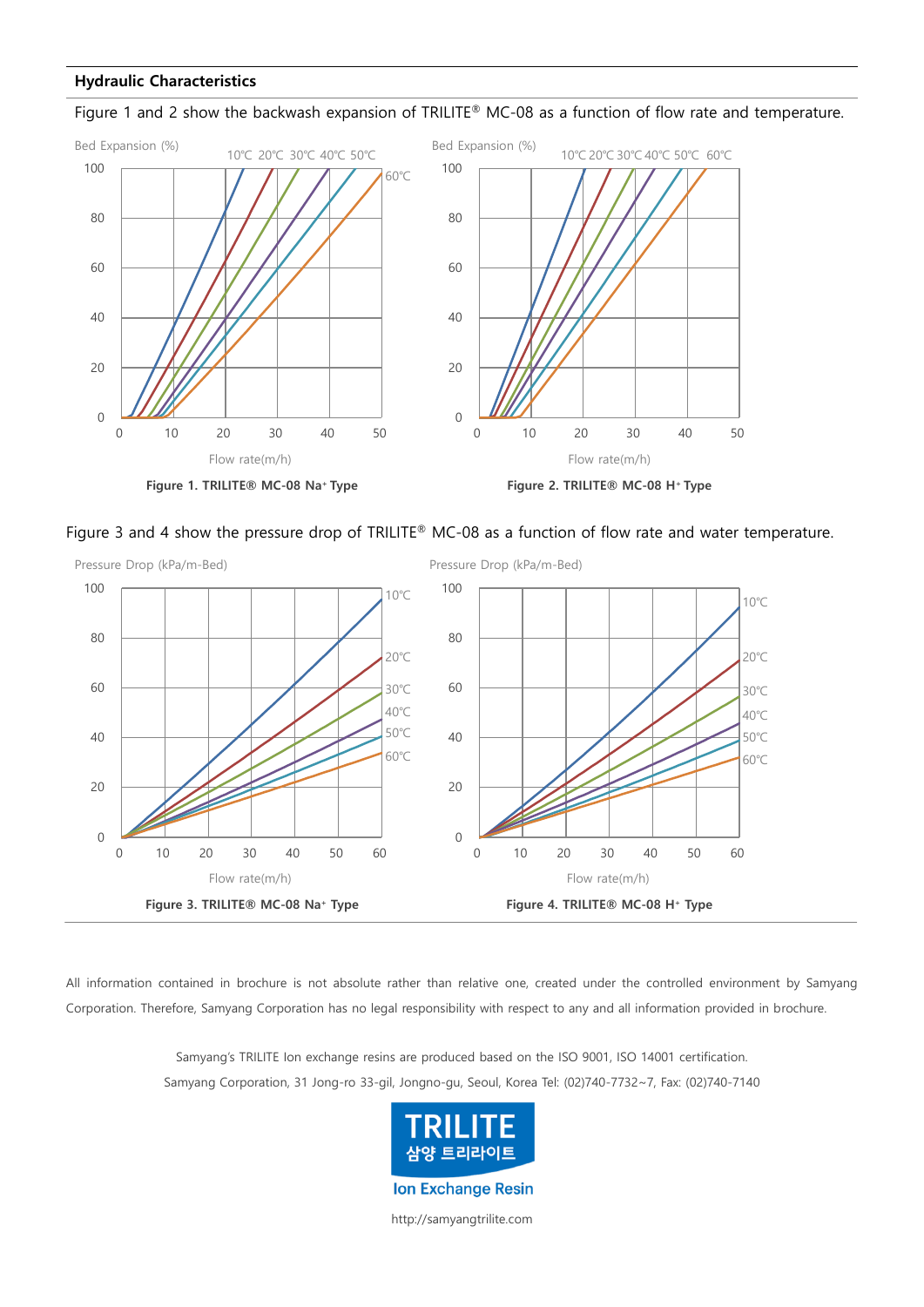## Hydraulic Characteristics

Figure 1 and 2 show the backwash expansion of TRILITE® MC-08 as a function of flow rate and temperature.

Bed Expansion (%)

10℃ 20℃ 30℃ 40℃ 50℃ 60℃

100
80
60
40
20
0

0 10 20 30 40 50

Flow rate(m/h)

**Figure 1. TRILITE® MC-08 Na⁺ Type**

Bed Expansion (%)

10℃ 20℃ 30℃ 40℃ 50℃ 60℃

100
80
60
40
20
0

0 10 20 30 40 50

Flow rate(m/h)

**Figure 2. TRILITE® MC-08 H⁺ Type**

Figure 3 and 4 show the pressure drop of TRILITE® MC-08 as a function of flow rate and water temperature.

Pressure Drop (kPa/m-Bed)

10℃ 20℃ 30℃ 40℃ 50℃ 60℃

100
80
60
40
20
0

0 10 20 30 40 50 60

Flow rate(m/h)

**Figure 3. TRILITE® MC-08 Na⁺ Type**

Pressure Drop (kPa/m-Bed)

10℃ 20℃ 30℃ 40℃ 50℃ 60℃

100
80
60
40
20
0

0 10 20 30 40 50 60

Flow rate(m/h)

**Figure 4. TRILITE® MC-08 H⁺ Type**

All information contained in brochure is not absolute rather than relative one, created under the controlled environment by Samyang Corporation. Therefore, Samyang Corporation has no legal responsibility with respect to any and all information provided in brochure.

Samyang's TRILITE Ion exchange resins are produced based on the ISO 9001, ISO 14001 certification.
Samyang Corporation, 31 Jong-ro 33-gil, Jongno-gu, Seoul, Korea Tel: (02)740-7732~7, Fax: (02)740-7140

TRILITE
삼양 트리라이트
Ion Exchange Resin

http://samyangtrilite.com